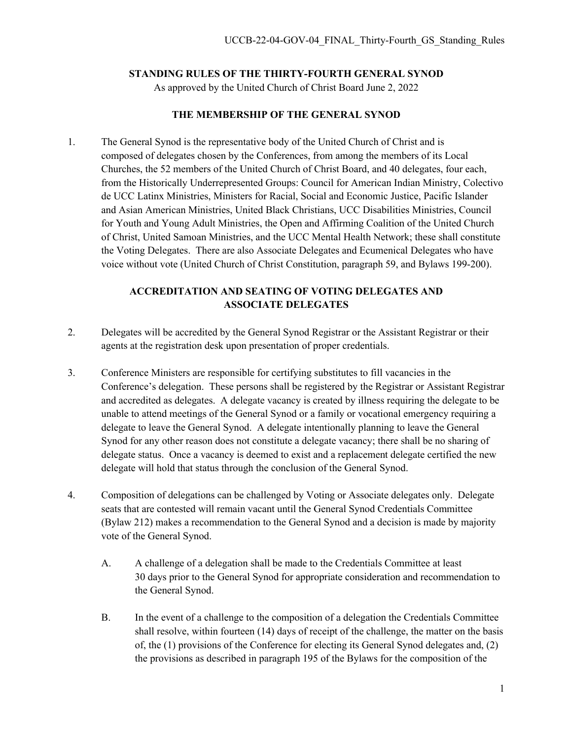# STANDING RULES OF THE THIRTY-FOURTH GENERAL SYNOD

As approved by the United Church of Christ Board June 2, 2022

## THE MEMBERSHIP OF THE GENERAL SYNOD

1. The General Synod is the representative body of the United Church of Christ and is composed of delegates chosen by the Conferences, from among the members of its Local Churches, the 52 members of the United Church of Christ Board, and 40 delegates, four each, from the Historically Underrepresented Groups: Council for American Indian Ministry, Colectivo de UCC Latinx Ministries, Ministers for Racial, Social and Economic Justice, Pacific Islander and Asian American Ministries, United Black Christians, UCC Disabilities Ministries, Council for Youth and Young Adult Ministries, the Open and Affirming Coalition of the United Church of Christ, United Samoan Ministries, and the UCC Mental Health Network; these shall constitute the Voting Delegates. There are also Associate Delegates and Ecumenical Delegates who have voice without vote (United Church of Christ Constitution, paragraph 59, and Bylaws 199-200).

## ACCREDITATION AND SEATING OF VOTING DELEGATES AND ASSOCIATE DELEGATES

2. Delegates will be accredited by the General Synod Registrar or the Assistant Registrar or their agents at the registration desk upon presentation of proper credentials.

3. Conference Ministers are responsible for certifying substitutes to fill vacancies in the Conference's delegation. These persons shall be registered by the Registrar or Assistant Registrar and accredited as delegates. A delegate vacancy is created by illness requiring the delegate to be unable to attend meetings of the General Synod or a family or vocational emergency requiring a delegate to leave the General Synod. A delegate intentionally planning to leave the General Synod for any other reason does not constitute a delegate vacancy; there shall be no sharing of delegate status. Once a vacancy is deemed to exist and a replacement delegate certified the new delegate will hold that status through the conclusion of the General Synod.

4. Composition of delegations can be challenged by Voting or Associate delegates only. Delegate seats that are contested will remain vacant until the General Synod Credentials Committee (Bylaw 212) makes a recommendation to the General Synod and a decision is made by majority vote of the General Synod.

   A. A challenge of a delegation shall be made to the Credentials Committee at least 30 days prior to the General Synod for appropriate consideration and recommendation to the General Synod.

   B. In the event of a challenge to the composition of a delegation the Credentials Committee shall resolve, within fourteen (14) days of receipt of the challenge, the matter on the basis of, the (1) provisions of the Conference for electing its General Synod delegates and, (2) the provisions as described in paragraph 195 of the Bylaws for the composition of the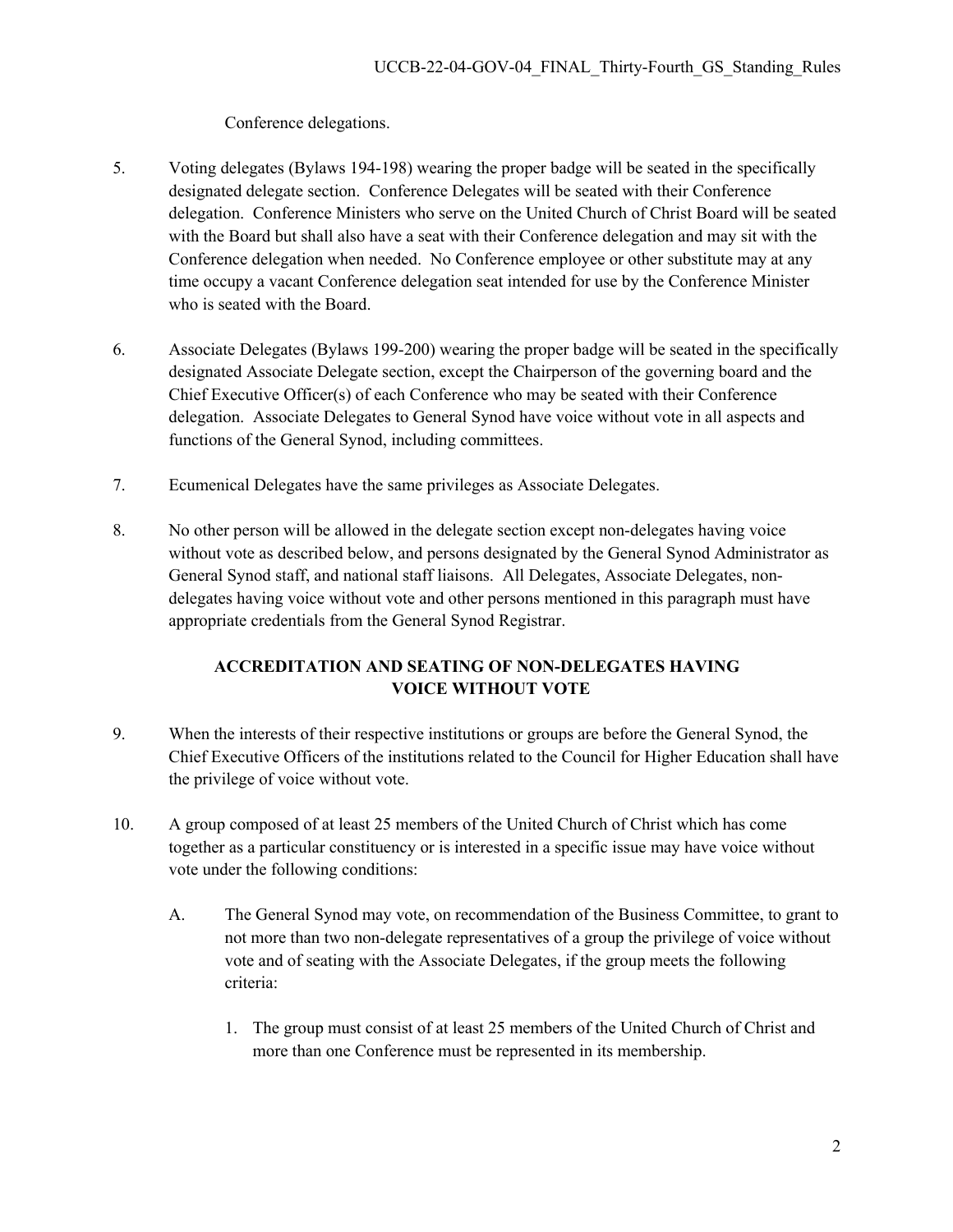Conference delegations.

5. Voting delegates (Bylaws 194-198) wearing the proper badge will be seated in the specifically designated delegate section. Conference Delegates will be seated with their Conference delegation. Conference Ministers who serve on the United Church of Christ Board will be seated with the Board but shall also have a seat with their Conference delegation and may sit with the Conference delegation when needed. No Conference employee or other substitute may at any time occupy a vacant Conference delegation seat intended for use by the Conference Minister who is seated with the Board.

6. Associate Delegates (Bylaws 199-200) wearing the proper badge will be seated in the specifically designated Associate Delegate section, except the Chairperson of the governing board and the Chief Executive Officer(s) of each Conference who may be seated with their Conference delegation. Associate Delegates to General Synod have voice without vote in all aspects and functions of the General Synod, including committees.

7. Ecumenical Delegates have the same privileges as Associate Delegates.

8. No other person will be allowed in the delegate section except non-delegates having voice without vote as described below, and persons designated by the General Synod Administrator as General Synod staff, and national staff liaisons. All Delegates, Associate Delegates, non-delegates having voice without vote and other persons mentioned in this paragraph must have appropriate credentials from the General Synod Registrar.

## ACCREDITATION AND SEATING OF NON-DELEGATES HAVING VOICE WITHOUT VOTE

9. When the interests of their respective institutions or groups are before the General Synod, the Chief Executive Officers of the institutions related to the Council for Higher Education shall have the privilege of voice without vote.

10. A group composed of at least 25 members of the United Church of Christ which has come together as a particular constituency or is interested in a specific issue may have voice without vote under the following conditions:

    A. The General Synod may vote, on recommendation of the Business Committee, to grant to not more than two non-delegate representatives of a group the privilege of voice without vote and of seating with the Associate Delegates, if the group meets the following criteria:

        1. The group must consist of at least 25 members of the United Church of Christ and more than one Conference must be represented in its membership.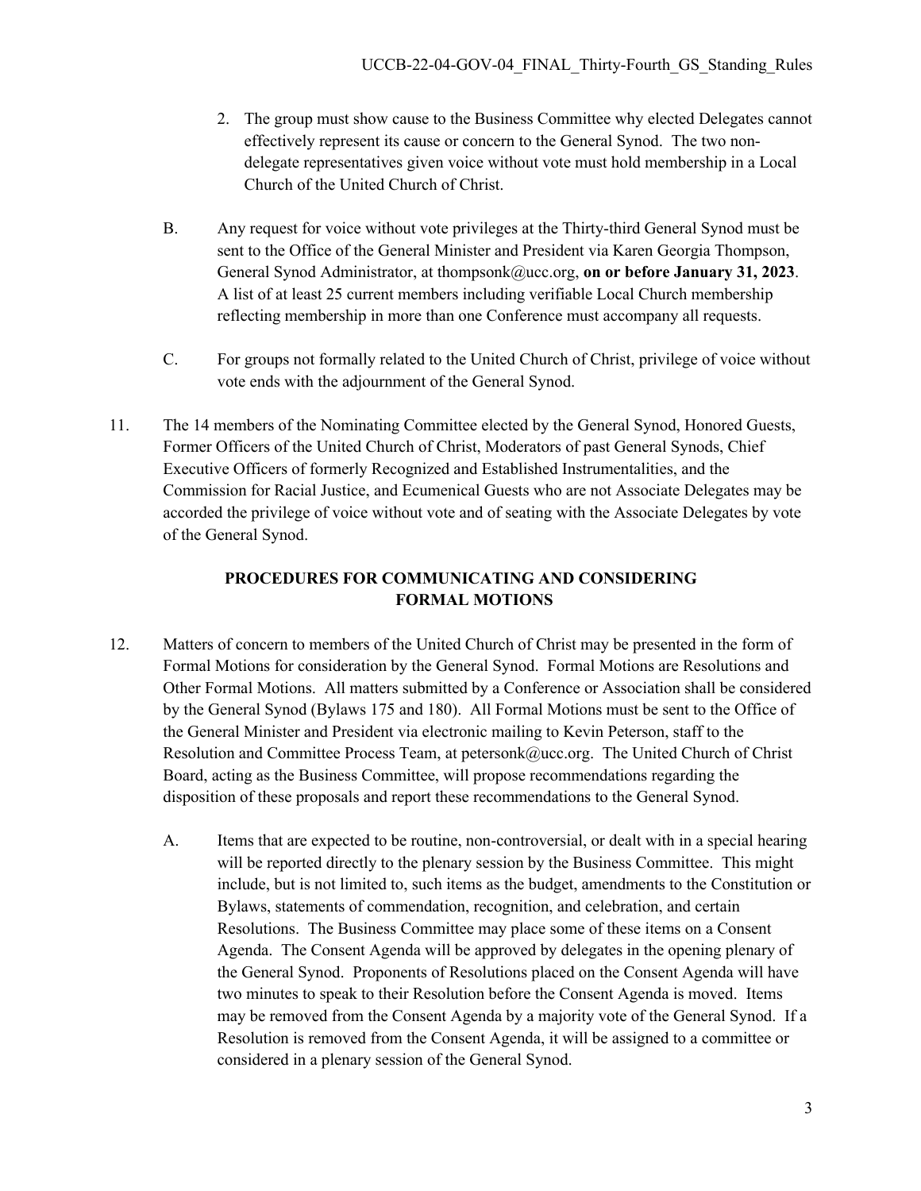2. The group must show cause to the Business Committee why elected Delegates cannot effectively represent its cause or concern to the General Synod. The two non-delegate representatives given voice without vote must hold membership in a Local Church of the United Church of Christ.

B. Any request for voice without vote privileges at the Thirty-third General Synod must be sent to the Office of the General Minister and President via Karen Georgia Thompson, General Synod Administrator, at thompsonk@ucc.org, **on or before January 31, 2023**. A list of at least 25 current members including verifiable Local Church membership reflecting membership in more than one Conference must accompany all requests.

C. For groups not formally related to the United Church of Christ, privilege of voice without vote ends with the adjournment of the General Synod.

11. The 14 members of the Nominating Committee elected by the General Synod, Honored Guests, Former Officers of the United Church of Christ, Moderators of past General Synods, Chief Executive Officers of formerly Recognized and Established Instrumentalities, and the Commission for Racial Justice, and Ecumenical Guests who are not Associate Delegates may be accorded the privilege of voice without vote and of seating with the Associate Delegates by vote of the General Synod.

## PROCEDURES FOR COMMUNICATING AND CONSIDERING FORMAL MOTIONS

12. Matters of concern to members of the United Church of Christ may be presented in the form of Formal Motions for consideration by the General Synod. Formal Motions are Resolutions and Other Formal Motions. All matters submitted by a Conference or Association shall be considered by the General Synod (Bylaws 175 and 180). All Formal Motions must be sent to the Office of the General Minister and President via electronic mailing to Kevin Peterson, staff to the Resolution and Committee Process Team, at petersonk@ucc.org. The United Church of Christ Board, acting as the Business Committee, will propose recommendations regarding the disposition of these proposals and report these recommendations to the General Synod.

A. Items that are expected to be routine, non-controversial, or dealt with in a special hearing will be reported directly to the plenary session by the Business Committee. This might include, but is not limited to, such items as the budget, amendments to the Constitution or Bylaws, statements of commendation, recognition, and celebration, and certain Resolutions. The Business Committee may place some of these items on a Consent Agenda. The Consent Agenda will be approved by delegates in the opening plenary of the General Synod. Proponents of Resolutions placed on the Consent Agenda will have two minutes to speak to their Resolution before the Consent Agenda is moved. Items may be removed from the Consent Agenda by a majority vote of the General Synod. If a Resolution is removed from the Consent Agenda, it will be assigned to a committee or considered in a plenary session of the General Synod.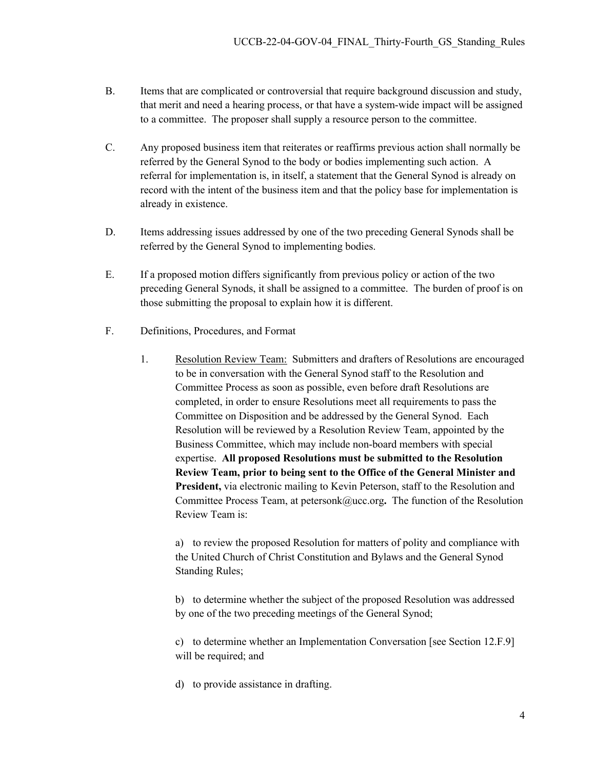B. Items that are complicated or controversial that require background discussion and study, that merit and need a hearing process, or that have a system-wide impact will be assigned to a committee. The proposer shall supply a resource person to the committee.

C. Any proposed business item that reiterates or reaffirms previous action shall normally be referred by the General Synod to the body or bodies implementing such action. A referral for implementation is, in itself, a statement that the General Synod is already on record with the intent of the business item and that the policy base for implementation is already in existence.

D. Items addressing issues addressed by one of the two preceding General Synods shall be referred by the General Synod to implementing bodies.

E. If a proposed motion differs significantly from previous policy or action of the two preceding General Synods, it shall be assigned to a committee. The burden of proof is on those submitting the proposal to explain how it is different.

F. Definitions, Procedures, and Format

1. Resolution Review Team: Submitters and drafters of Resolutions are encouraged to be in conversation with the General Synod staff to the Resolution and Committee Process as soon as possible, even before draft Resolutions are completed, in order to ensure Resolutions meet all requirements to pass the Committee on Disposition and be addressed by the General Synod. Each Resolution will be reviewed by a Resolution Review Team, appointed by the Business Committee, which may include non-board members with special expertise. **All proposed Resolutions must be submitted to the Resolution Review Team, prior to being sent to the Office of the General Minister and President,** via electronic mailing to Kevin Peterson, staff to the Resolution and Committee Process Team, at petersonk@ucc.org**.** The function of the Resolution Review Team is:

   a) to review the proposed Resolution for matters of polity and compliance with the United Church of Christ Constitution and Bylaws and the General Synod Standing Rules;

   b) to determine whether the subject of the proposed Resolution was addressed by one of the two preceding meetings of the General Synod;

   c) to determine whether an Implementation Conversation [see Section 12.F.9] will be required; and

   d) to provide assistance in drafting.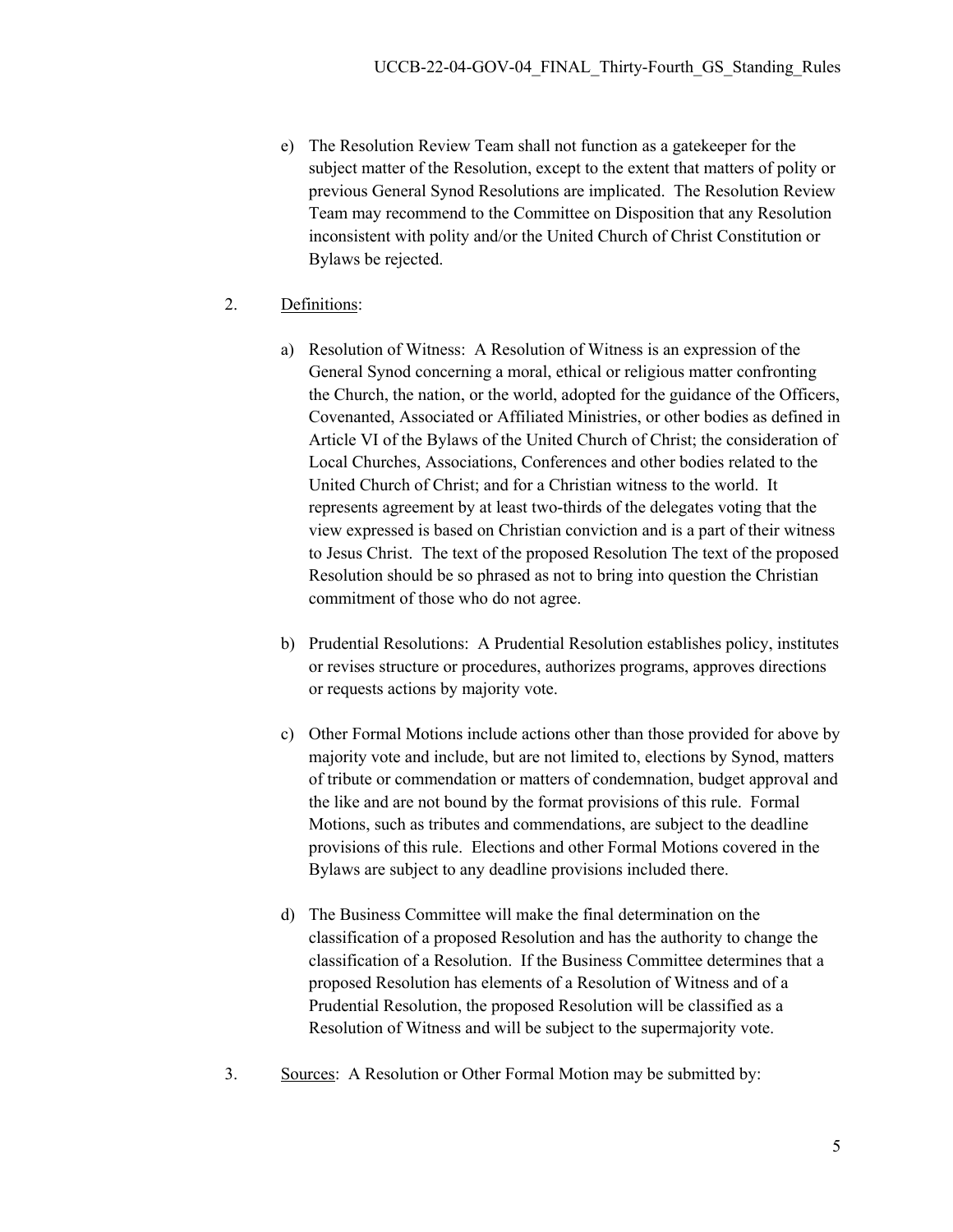e) The Resolution Review Team shall not function as a gatekeeper for the subject matter of the Resolution, except to the extent that matters of polity or previous General Synod Resolutions are implicated. The Resolution Review Team may recommend to the Committee on Disposition that any Resolution inconsistent with polity and/or the United Church of Christ Constitution or Bylaws be rejected.

2. Definitions:

a) Resolution of Witness: A Resolution of Witness is an expression of the General Synod concerning a moral, ethical or religious matter confronting the Church, the nation, or the world, adopted for the guidance of the Officers, Covenanted, Associated or Affiliated Ministries, or other bodies as defined in Article VI of the Bylaws of the United Church of Christ; the consideration of Local Churches, Associations, Conferences and other bodies related to the United Church of Christ; and for a Christian witness to the world. It represents agreement by at least two-thirds of the delegates voting that the view expressed is based on Christian conviction and is a part of their witness to Jesus Christ. The text of the proposed Resolution The text of the proposed Resolution should be so phrased as not to bring into question the Christian commitment of those who do not agree.

b) Prudential Resolutions: A Prudential Resolution establishes policy, institutes or revises structure or procedures, authorizes programs, approves directions or requests actions by majority vote.

c) Other Formal Motions include actions other than those provided for above by majority vote and include, but are not limited to, elections by Synod, matters of tribute or commendation or matters of condemnation, budget approval and the like and are not bound by the format provisions of this rule. Formal Motions, such as tributes and commendations, are subject to the deadline provisions of this rule. Elections and other Formal Motions covered in the Bylaws are subject to any deadline provisions included there.

d) The Business Committee will make the final determination on the classification of a proposed Resolution and has the authority to change the classification of a Resolution. If the Business Committee determines that a proposed Resolution has elements of a Resolution of Witness and of a Prudential Resolution, the proposed Resolution will be classified as a Resolution of Witness and will be subject to the supermajority vote.

3. Sources: A Resolution or Other Formal Motion may be submitted by: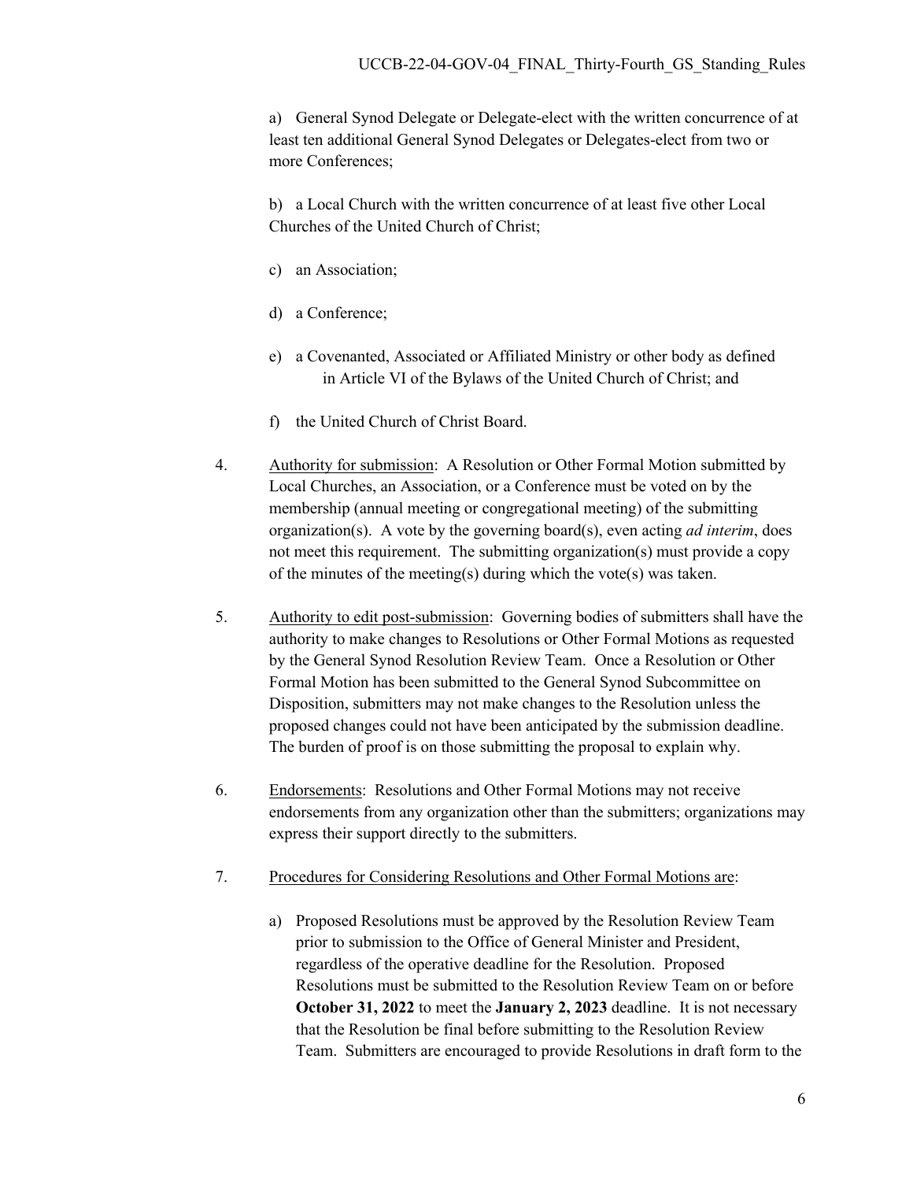a) General Synod Delegate or Delegate-elect with the written concurrence of at least ten additional General Synod Delegates or Delegates-elect from two or more Conferences;

b) a Local Church with the written concurrence of at least five other Local Churches of the United Church of Christ;

c) an Association;

d) a Conference;

e) a Covenanted, Associated or Affiliated Ministry or other body as defined in Article VI of the Bylaws of the United Church of Christ; and

f) the United Church of Christ Board.

4. Authority for submission: A Resolution or Other Formal Motion submitted by Local Churches, an Association, or a Conference must be voted on by the membership (annual meeting or congregational meeting) of the submitting organization(s). A vote by the governing board(s), even acting *ad interim*, does not meet this requirement. The submitting organization(s) must provide a copy of the minutes of the meeting(s) during which the vote(s) was taken.

5. Authority to edit post-submission: Governing bodies of submitters shall have the authority to make changes to Resolutions or Other Formal Motions as requested by the General Synod Resolution Review Team. Once a Resolution or Other Formal Motion has been submitted to the General Synod Subcommittee on Disposition, submitters may not make changes to the Resolution unless the proposed changes could not have been anticipated by the submission deadline. The burden of proof is on those submitting the proposal to explain why.

6. Endorsements: Resolutions and Other Formal Motions may not receive endorsements from any organization other than the submitters; organizations may express their support directly to the submitters.

7. Procedures for Considering Resolutions and Other Formal Motions are:

   a) Proposed Resolutions must be approved by the Resolution Review Team prior to submission to the Office of General Minister and President, regardless of the operative deadline for the Resolution. Proposed Resolutions must be submitted to the Resolution Review Team on or before **October 31, 2022** to meet the **January 2, 2023** deadline. It is not necessary that the Resolution be final before submitting to the Resolution Review Team. Submitters are encouraged to provide Resolutions in draft form to the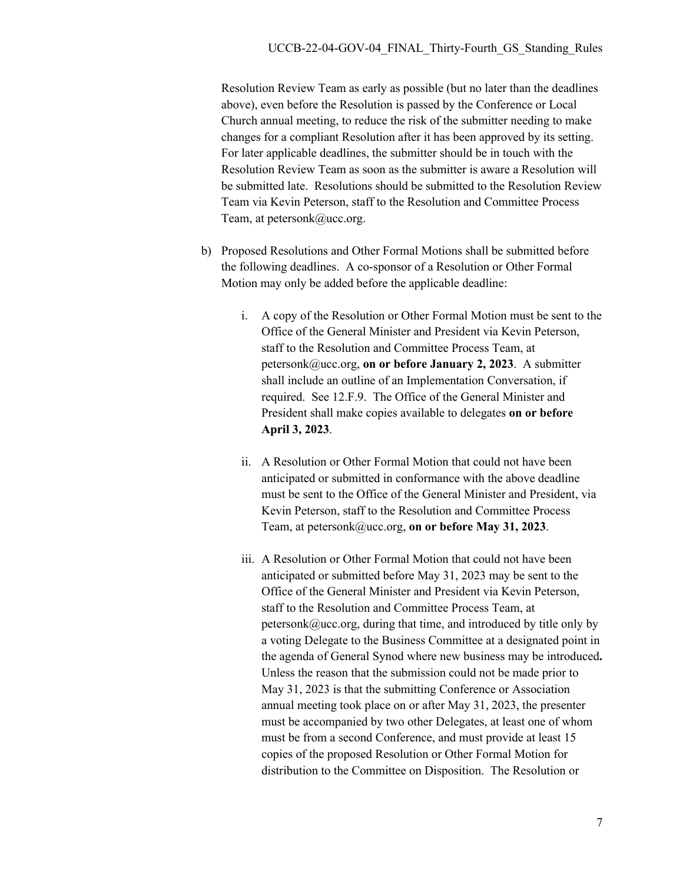Resolution Review Team as early as possible (but no later than the deadlines above), even before the Resolution is passed by the Conference or Local Church annual meeting, to reduce the risk of the submitter needing to make changes for a compliant Resolution after it has been approved by its setting. For later applicable deadlines, the submitter should be in touch with the Resolution Review Team as soon as the submitter is aware a Resolution will be submitted late. Resolutions should be submitted to the Resolution Review Team via Kevin Peterson, staff to the Resolution and Committee Process Team, at petersonk@ucc.org.

b) Proposed Resolutions and Other Formal Motions shall be submitted before the following deadlines. A co-sponsor of a Resolution or Other Formal Motion may only be added before the applicable deadline:

   i. A copy of the Resolution or Other Formal Motion must be sent to the Office of the General Minister and President via Kevin Peterson, staff to the Resolution and Committee Process Team, at petersonk@ucc.org, **on or before January 2, 2023**. A submitter shall include an outline of an Implementation Conversation, if required. See 12.F.9. The Office of the General Minister and President shall make copies available to delegates **on or before April 3, 2023**.

   ii. A Resolution or Other Formal Motion that could not have been anticipated or submitted in conformance with the above deadline must be sent to the Office of the General Minister and President, via Kevin Peterson, staff to the Resolution and Committee Process Team, at petersonk@ucc.org, **on or before May 31, 2023**.

   iii. A Resolution or Other Formal Motion that could not have been anticipated or submitted before May 31, 2023 may be sent to the Office of the General Minister and President via Kevin Peterson, staff to the Resolution and Committee Process Team, at petersonk@ucc.org, during that time, and introduced by title only by a voting Delegate to the Business Committee at a designated point in the agenda of General Synod where new business may be introduced**.** Unless the reason that the submission could not be made prior to May 31, 2023 is that the submitting Conference or Association annual meeting took place on or after May 31, 2023, the presenter must be accompanied by two other Delegates, at least one of whom must be from a second Conference, and must provide at least 15 copies of the proposed Resolution or Other Formal Motion for distribution to the Committee on Disposition. The Resolution or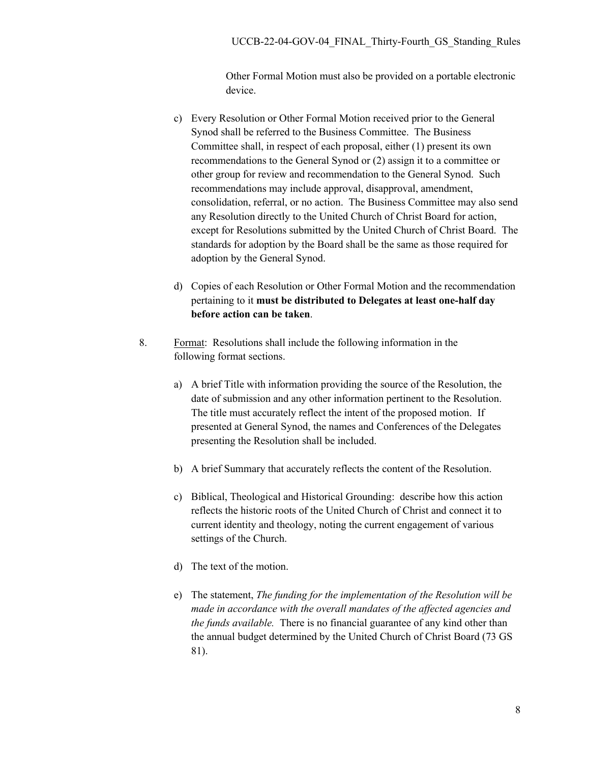Other Formal Motion must also be provided on a portable electronic device.

c) Every Resolution or Other Formal Motion received prior to the General Synod shall be referred to the Business Committee. The Business Committee shall, in respect of each proposal, either (1) present its own recommendations to the General Synod or (2) assign it to a committee or other group for review and recommendation to the General Synod. Such recommendations may include approval, disapproval, amendment, consolidation, referral, or no action. The Business Committee may also send any Resolution directly to the United Church of Christ Board for action, except for Resolutions submitted by the United Church of Christ Board. The standards for adoption by the Board shall be the same as those required for adoption by the General Synod.

d) Copies of each Resolution or Other Formal Motion and the recommendation pertaining to it **must be distributed to Delegates at least one-half day before action can be taken**.

8. Format: Resolutions shall include the following information in the following format sections.

   a) A brief Title with information providing the source of the Resolution, the date of submission and any other information pertinent to the Resolution. The title must accurately reflect the intent of the proposed motion. If presented at General Synod, the names and Conferences of the Delegates presenting the Resolution shall be included.

   b) A brief Summary that accurately reflects the content of the Resolution.

   c) Biblical, Theological and Historical Grounding: describe how this action reflects the historic roots of the United Church of Christ and connect it to current identity and theology, noting the current engagement of various settings of the Church.

   d) The text of the motion.

   e) The statement, *The funding for the implementation of the Resolution will be made in accordance with the overall mandates of the affected agencies and the funds available.* There is no financial guarantee of any kind other than the annual budget determined by the United Church of Christ Board (73 GS 81).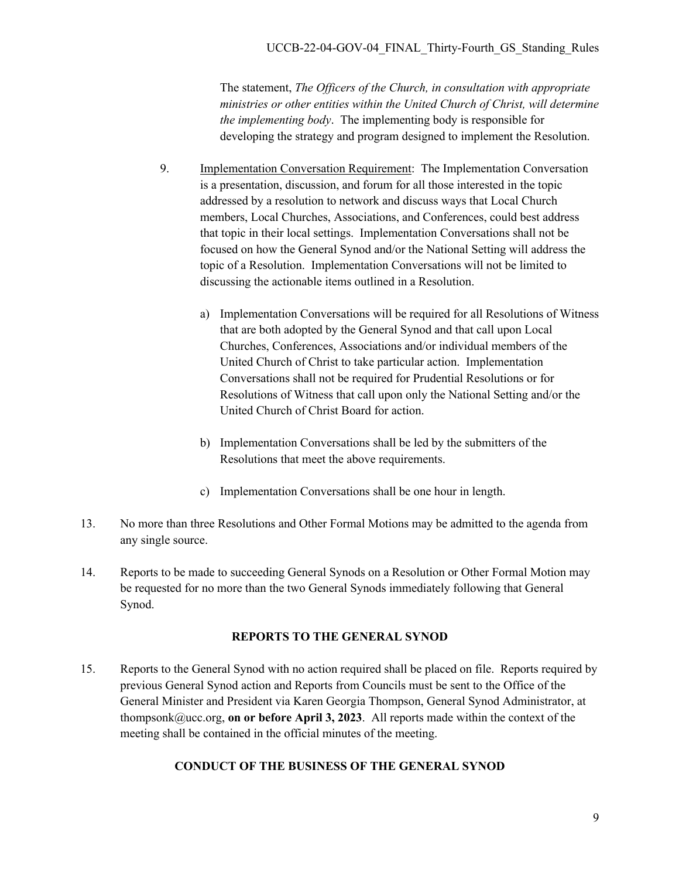The statement, *The Officers of the Church, in consultation with appropriate ministries or other entities within the United Church of Christ, will determine the implementing body*. The implementing body is responsible for developing the strategy and program designed to implement the Resolution.

9. Implementation Conversation Requirement: The Implementation Conversation is a presentation, discussion, and forum for all those interested in the topic addressed by a resolution to network and discuss ways that Local Church members, Local Churches, Associations, and Conferences, could best address that topic in their local settings. Implementation Conversations shall not be focused on how the General Synod and/or the National Setting will address the topic of a Resolution. Implementation Conversations will not be limited to discussing the actionable items outlined in a Resolution.

   a) Implementation Conversations will be required for all Resolutions of Witness that are both adopted by the General Synod and that call upon Local Churches, Conferences, Associations and/or individual members of the United Church of Christ to take particular action. Implementation Conversations shall not be required for Prudential Resolutions or for Resolutions of Witness that call upon only the National Setting and/or the United Church of Christ Board for action.

   b) Implementation Conversations shall be led by the submitters of the Resolutions that meet the above requirements.

   c) Implementation Conversations shall be one hour in length.

13. No more than three Resolutions and Other Formal Motions may be admitted to the agenda from any single source.

14. Reports to be made to succeeding General Synods on a Resolution or Other Formal Motion may be requested for no more than the two General Synods immediately following that General Synod.

## REPORTS TO THE GENERAL SYNOD

15. Reports to the General Synod with no action required shall be placed on file. Reports required by previous General Synod action and Reports from Councils must be sent to the Office of the General Minister and President via Karen Georgia Thompson, General Synod Administrator, at thompsonk@ucc.org, **on or before April 3, 2023**. All reports made within the context of the meeting shall be contained in the official minutes of the meeting.

## CONDUCT OF THE BUSINESS OF THE GENERAL SYNOD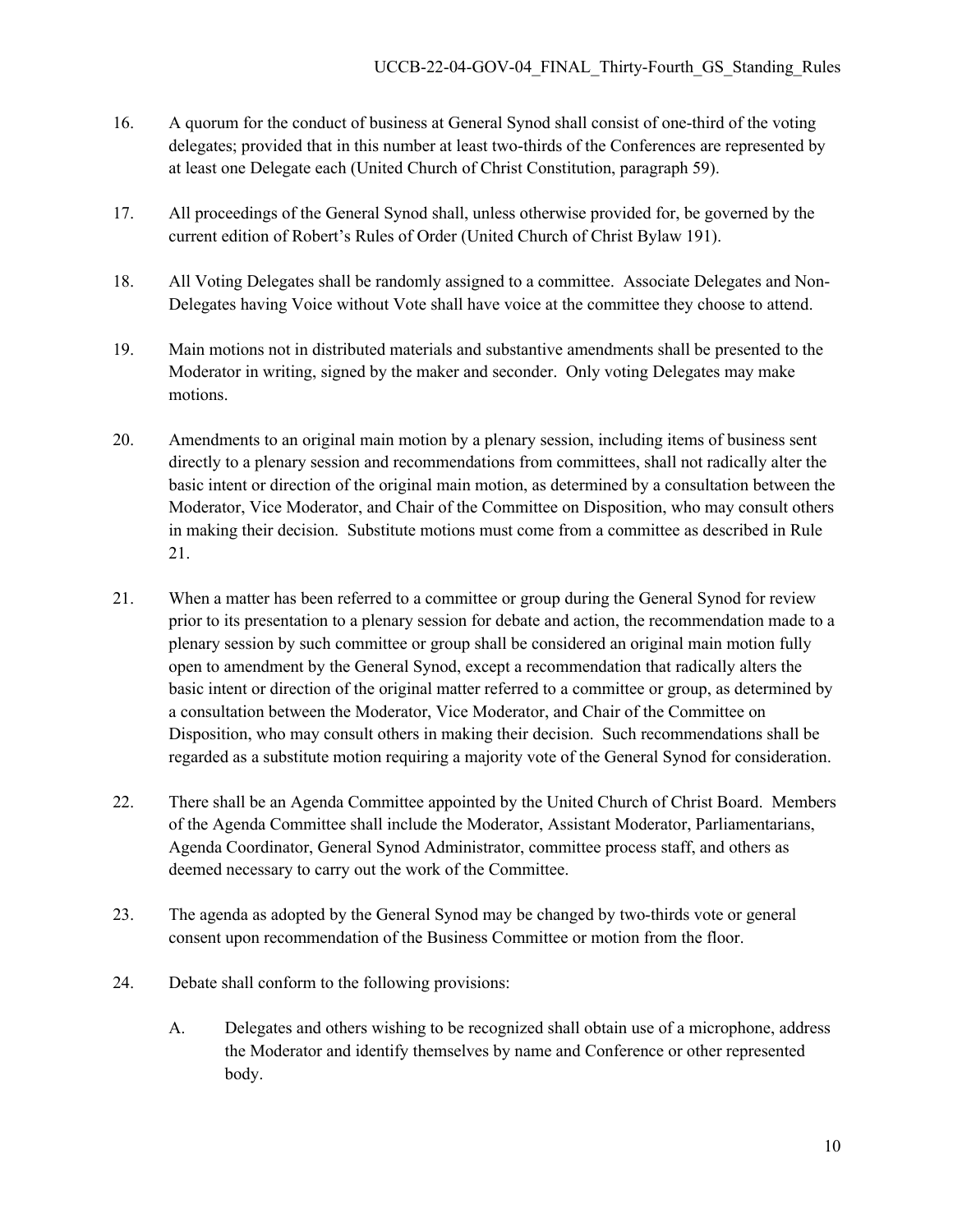16. A quorum for the conduct of business at General Synod shall consist of one-third of the voting delegates; provided that in this number at least two-thirds of the Conferences are represented by at least one Delegate each (United Church of Christ Constitution, paragraph 59).

17. All proceedings of the General Synod shall, unless otherwise provided for, be governed by the current edition of Robert's Rules of Order (United Church of Christ Bylaw 191).

18. All Voting Delegates shall be randomly assigned to a committee. Associate Delegates and Non-Delegates having Voice without Vote shall have voice at the committee they choose to attend.

19. Main motions not in distributed materials and substantive amendments shall be presented to the Moderator in writing, signed by the maker and seconder. Only voting Delegates may make motions.

20. Amendments to an original main motion by a plenary session, including items of business sent directly to a plenary session and recommendations from committees, shall not radically alter the basic intent or direction of the original main motion, as determined by a consultation between the Moderator, Vice Moderator, and Chair of the Committee on Disposition, who may consult others in making their decision. Substitute motions must come from a committee as described in Rule 21.

21. When a matter has been referred to a committee or group during the General Synod for review prior to its presentation to a plenary session for debate and action, the recommendation made to a plenary session by such committee or group shall be considered an original main motion fully open to amendment by the General Synod, except a recommendation that radically alters the basic intent or direction of the original matter referred to a committee or group, as determined by a consultation between the Moderator, Vice Moderator, and Chair of the Committee on Disposition, who may consult others in making their decision. Such recommendations shall be regarded as a substitute motion requiring a majority vote of the General Synod for consideration.

22. There shall be an Agenda Committee appointed by the United Church of Christ Board. Members of the Agenda Committee shall include the Moderator, Assistant Moderator, Parliamentarians, Agenda Coordinator, General Synod Administrator, committee process staff, and others as deemed necessary to carry out the work of the Committee.

23. The agenda as adopted by the General Synod may be changed by two-thirds vote or general consent upon recommendation of the Business Committee or motion from the floor.

24. Debate shall conform to the following provisions:

    A. Delegates and others wishing to be recognized shall obtain use of a microphone, address the Moderator and identify themselves by name and Conference or other represented body.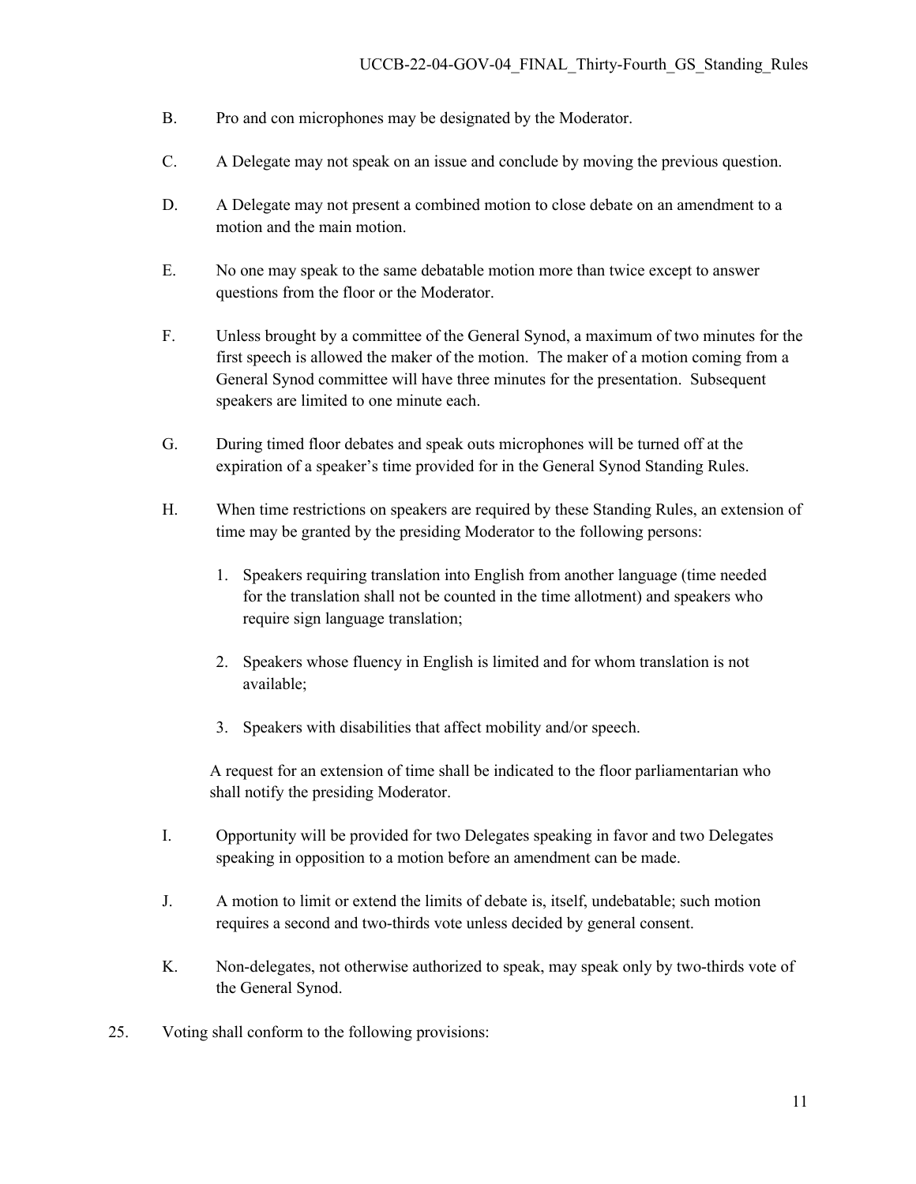B. Pro and con microphones may be designated by the Moderator.

C. A Delegate may not speak on an issue and conclude by moving the previous question.

D. A Delegate may not present a combined motion to close debate on an amendment to a motion and the main motion.

E. No one may speak to the same debatable motion more than twice except to answer questions from the floor or the Moderator.

F. Unless brought by a committee of the General Synod, a maximum of two minutes for the first speech is allowed the maker of the motion. The maker of a motion coming from a General Synod committee will have three minutes for the presentation. Subsequent speakers are limited to one minute each.

G. During timed floor debates and speak outs microphones will be turned off at the expiration of a speaker's time provided for in the General Synod Standing Rules.

H. When time restrictions on speakers are required by these Standing Rules, an extension of time may be granted by the presiding Moderator to the following persons:

   1. Speakers requiring translation into English from another language (time needed for the translation shall not be counted in the time allotment) and speakers who require sign language translation;

   2. Speakers whose fluency in English is limited and for whom translation is not available;

   3. Speakers with disabilities that affect mobility and/or speech.

   A request for an extension of time shall be indicated to the floor parliamentarian who shall notify the presiding Moderator.

I. Opportunity will be provided for two Delegates speaking in favor and two Delegates speaking in opposition to a motion before an amendment can be made.

J. A motion to limit or extend the limits of debate is, itself, undebatable; such motion requires a second and two-thirds vote unless decided by general consent.

K. Non-delegates, not otherwise authorized to speak, may speak only by two-thirds vote of the General Synod.

25. Voting shall conform to the following provisions: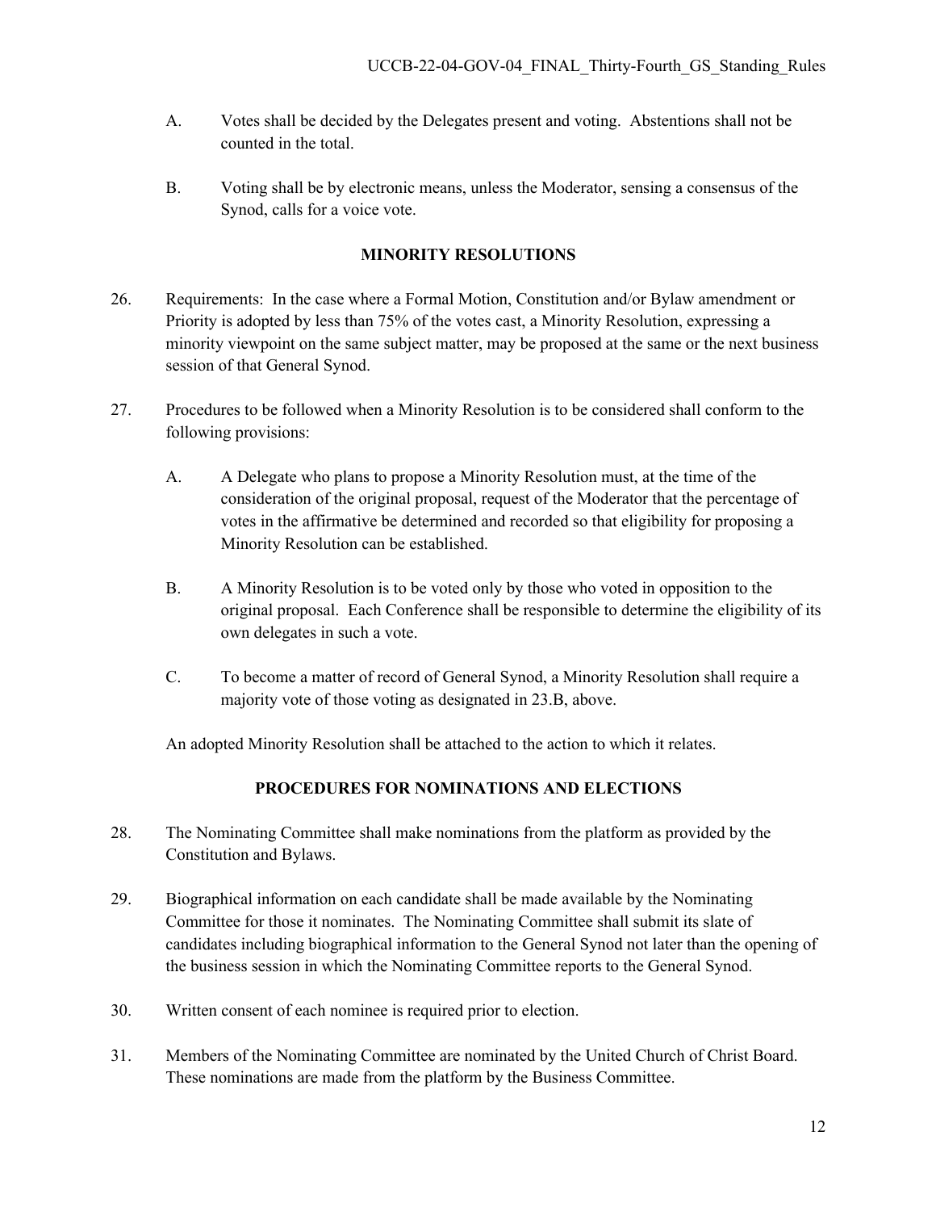A. Votes shall be decided by the Delegates present and voting. Abstentions shall not be counted in the total.

B. Voting shall be by electronic means, unless the Moderator, sensing a consensus of the Synod, calls for a voice vote.

## MINORITY RESOLUTIONS

26. Requirements: In the case where a Formal Motion, Constitution and/or Bylaw amendment or Priority is adopted by less than 75% of the votes cast, a Minority Resolution, expressing a minority viewpoint on the same subject matter, may be proposed at the same or the next business session of that General Synod.

27. Procedures to be followed when a Minority Resolution is to be considered shall conform to the following provisions:

    A. A Delegate who plans to propose a Minority Resolution must, at the time of the consideration of the original proposal, request of the Moderator that the percentage of votes in the affirmative be determined and recorded so that eligibility for proposing a Minority Resolution can be established.

    B. A Minority Resolution is to be voted only by those who voted in opposition to the original proposal. Each Conference shall be responsible to determine the eligibility of its own delegates in such a vote.

    C. To become a matter of record of General Synod, a Minority Resolution shall require a majority vote of those voting as designated in 23.B, above.

    An adopted Minority Resolution shall be attached to the action to which it relates.

## PROCEDURES FOR NOMINATIONS AND ELECTIONS

28. The Nominating Committee shall make nominations from the platform as provided by the Constitution and Bylaws.

29. Biographical information on each candidate shall be made available by the Nominating Committee for those it nominates. The Nominating Committee shall submit its slate of candidates including biographical information to the General Synod not later than the opening of the business session in which the Nominating Committee reports to the General Synod.

30. Written consent of each nominee is required prior to election.

31. Members of the Nominating Committee are nominated by the United Church of Christ Board. These nominations are made from the platform by the Business Committee.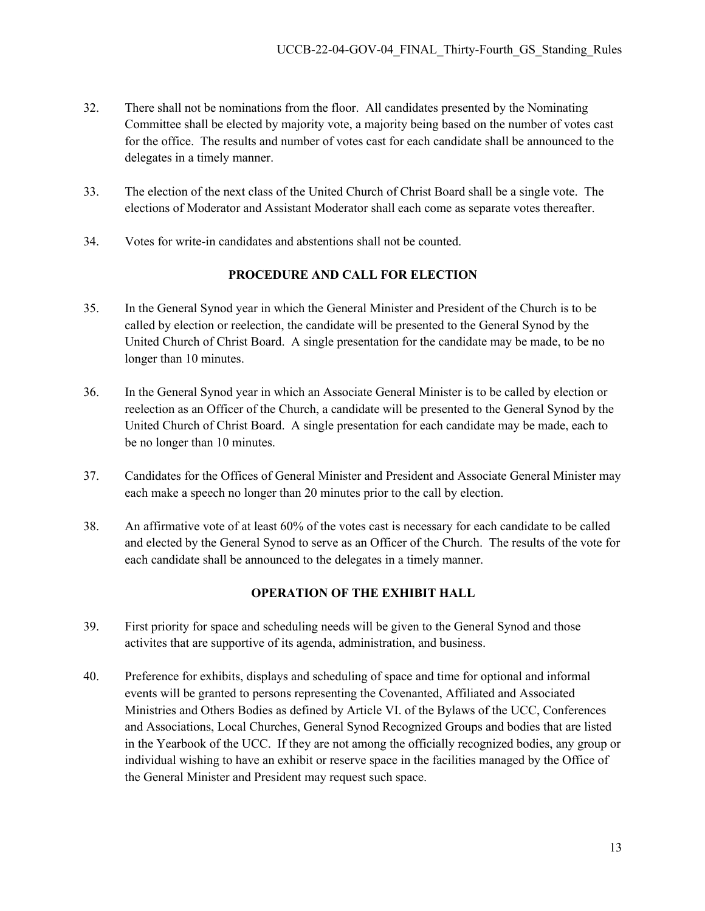32. There shall not be nominations from the floor. All candidates presented by the Nominating Committee shall be elected by majority vote, a majority being based on the number of votes cast for the office. The results and number of votes cast for each candidate shall be announced to the delegates in a timely manner.

33. The election of the next class of the United Church of Christ Board shall be a single vote. The elections of Moderator and Assistant Moderator shall each come as separate votes thereafter.

34. Votes for write-in candidates and abstentions shall not be counted.

## PROCEDURE AND CALL FOR ELECTION

35. In the General Synod year in which the General Minister and President of the Church is to be called by election or reelection, the candidate will be presented to the General Synod by the United Church of Christ Board. A single presentation for the candidate may be made, to be no longer than 10 minutes.

36. In the General Synod year in which an Associate General Minister is to be called by election or reelection as an Officer of the Church, a candidate will be presented to the General Synod by the United Church of Christ Board. A single presentation for each candidate may be made, each to be no longer than 10 minutes.

37. Candidates for the Offices of General Minister and President and Associate General Minister may each make a speech no longer than 20 minutes prior to the call by election.

38. An affirmative vote of at least 60% of the votes cast is necessary for each candidate to be called and elected by the General Synod to serve as an Officer of the Church. The results of the vote for each candidate shall be announced to the delegates in a timely manner.

## OPERATION OF THE EXHIBIT HALL

39. First priority for space and scheduling needs will be given to the General Synod and those activites that are supportive of its agenda, administration, and business.

40. Preference for exhibits, displays and scheduling of space and time for optional and informal events will be granted to persons representing the Covenanted, Affiliated and Associated Ministries and Others Bodies as defined by Article VI. of the Bylaws of the UCC, Conferences and Associations, Local Churches, General Synod Recognized Groups and bodies that are listed in the Yearbook of the UCC. If they are not among the officially recognized bodies, any group or individual wishing to have an exhibit or reserve space in the facilities managed by the Office of the General Minister and President may request such space.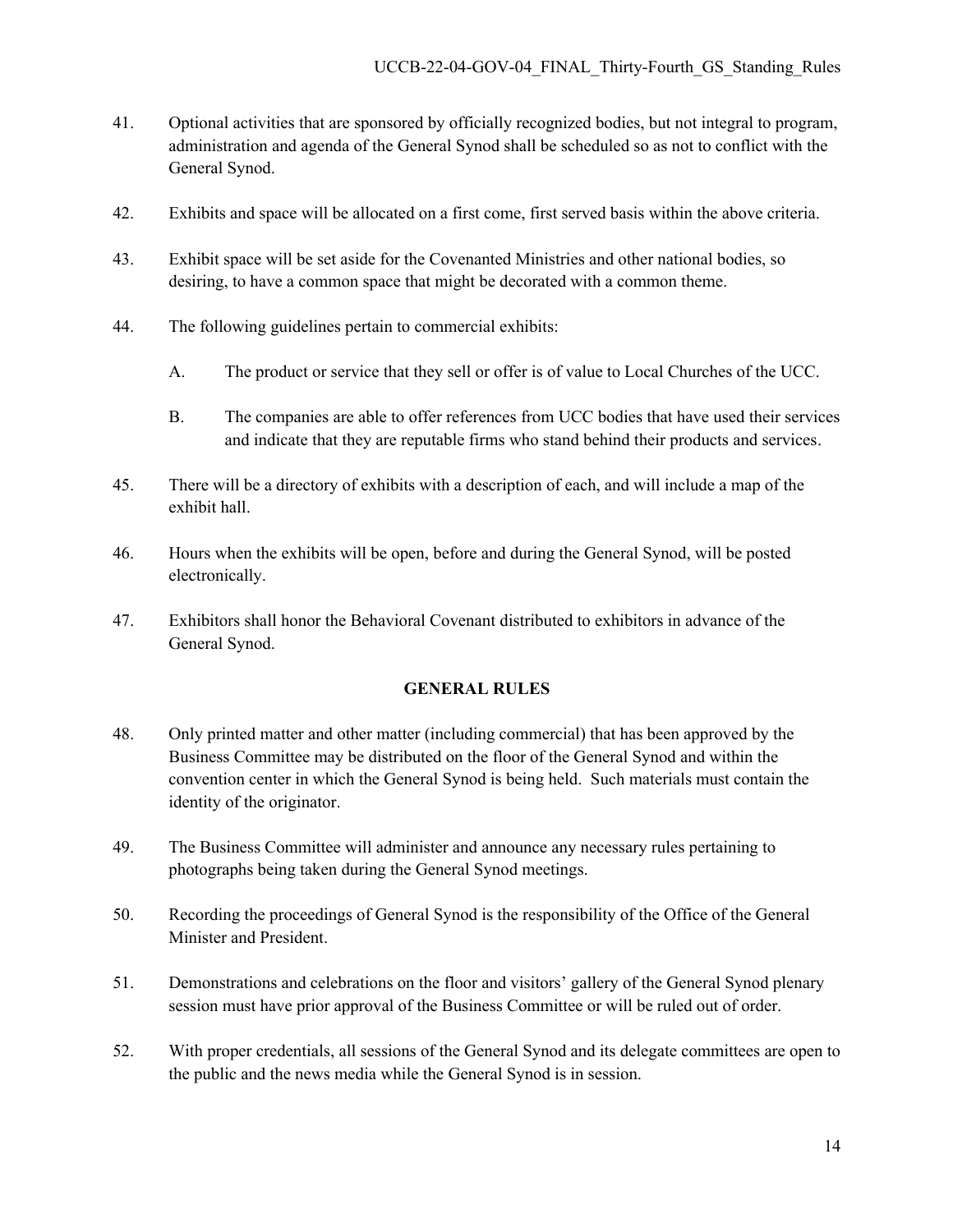41. Optional activities that are sponsored by officially recognized bodies, but not integral to program, administration and agenda of the General Synod shall be scheduled so as not to conflict with the General Synod.

42. Exhibits and space will be allocated on a first come, first served basis within the above criteria.

43. Exhibit space will be set aside for the Covenanted Ministries and other national bodies, so desiring, to have a common space that might be decorated with a common theme.

44. The following guidelines pertain to commercial exhibits:

    A. The product or service that they sell or offer is of value to Local Churches of the UCC.

    B. The companies are able to offer references from UCC bodies that have used their services and indicate that they are reputable firms who stand behind their products and services.

45. There will be a directory of exhibits with a description of each, and will include a map of the exhibit hall.

46. Hours when the exhibits will be open, before and during the General Synod, will be posted electronically.

47. Exhibitors shall honor the Behavioral Covenant distributed to exhibitors in advance of the General Synod.

## GENERAL RULES

48. Only printed matter and other matter (including commercial) that has been approved by the Business Committee may be distributed on the floor of the General Synod and within the convention center in which the General Synod is being held. Such materials must contain the identity of the originator.

49. The Business Committee will administer and announce any necessary rules pertaining to photographs being taken during the General Synod meetings.

50. Recording the proceedings of General Synod is the responsibility of the Office of the General Minister and President.

51. Demonstrations and celebrations on the floor and visitors' gallery of the General Synod plenary session must have prior approval of the Business Committee or will be ruled out of order.

52. With proper credentials, all sessions of the General Synod and its delegate committees are open to the public and the news media while the General Synod is in session.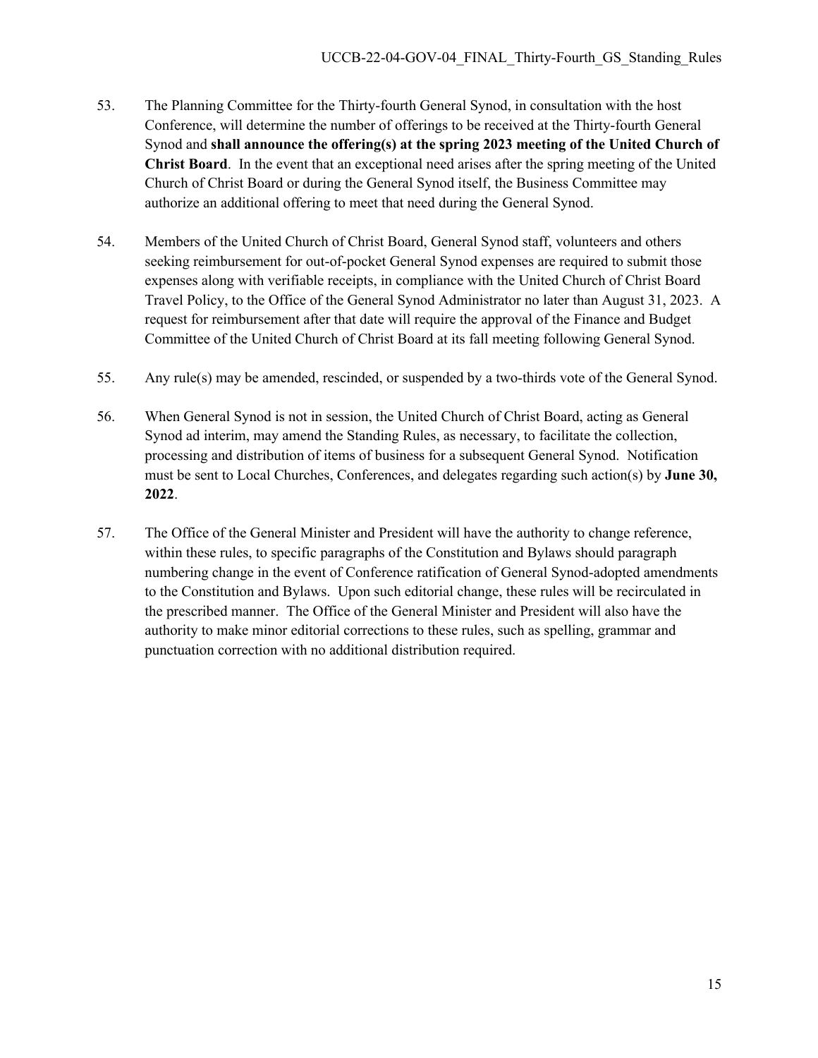53. The Planning Committee for the Thirty-fourth General Synod, in consultation with the host Conference, will determine the number of offerings to be received at the Thirty-fourth General Synod and **shall announce the offering(s) at the spring 2023 meeting of the United Church of Christ Board**. In the event that an exceptional need arises after the spring meeting of the United Church of Christ Board or during the General Synod itself, the Business Committee may authorize an additional offering to meet that need during the General Synod.

54. Members of the United Church of Christ Board, General Synod staff, volunteers and others seeking reimbursement for out-of-pocket General Synod expenses are required to submit those expenses along with verifiable receipts, in compliance with the United Church of Christ Board Travel Policy, to the Office of the General Synod Administrator no later than August 31, 2023. A request for reimbursement after that date will require the approval of the Finance and Budget Committee of the United Church of Christ Board at its fall meeting following General Synod.

55. Any rule(s) may be amended, rescinded, or suspended by a two-thirds vote of the General Synod.

56. When General Synod is not in session, the United Church of Christ Board, acting as General Synod ad interim, may amend the Standing Rules, as necessary, to facilitate the collection, processing and distribution of items of business for a subsequent General Synod. Notification must be sent to Local Churches, Conferences, and delegates regarding such action(s) by **June 30, 2022**.

57. The Office of the General Minister and President will have the authority to change reference, within these rules, to specific paragraphs of the Constitution and Bylaws should paragraph numbering change in the event of Conference ratification of General Synod-adopted amendments to the Constitution and Bylaws. Upon such editorial change, these rules will be recirculated in the prescribed manner. The Office of the General Minister and President will also have the authority to make minor editorial corrections to these rules, such as spelling, grammar and punctuation correction with no additional distribution required.